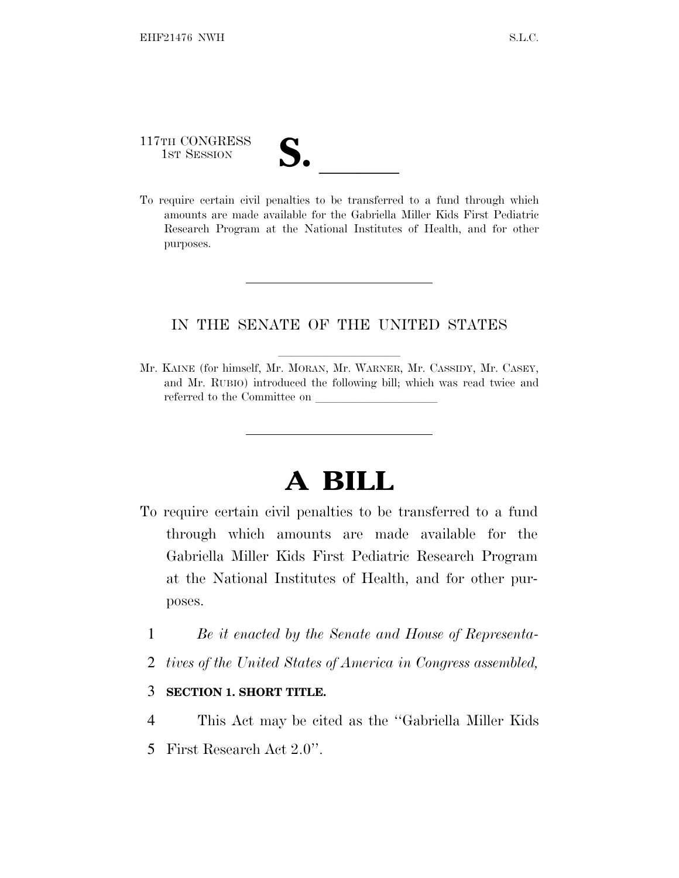117TH CONGRESS
1ST SESSION

# S. \_\_\_\_\_\_

To require certain civil penalties to be transferred to a fund through which amounts are made available for the Gabriella Miller Kids First Pediatric Research Program at the National Institutes of Health, and for other purposes.

---

IN THE SENATE OF THE UNITED STATES

Mr. KAINE (for himself, Mr. MORAN, Mr. WARNER, Mr. CASSIDY, Mr. CASEY, and Mr. RUBIO) introduced the following bill; which was read twice and referred to the Committee on \_\_\_\_\_\_\_\_\_\_\_\_\_\_\_\_\_\_\_\_

---

# A BILL

To require certain civil penalties to be transferred to a fund through which amounts are made available for the Gabriella Miller Kids First Pediatric Research Program at the National Institutes of Health, and for other purposes.

1 *Be it enacted by the Senate and House of Representa-*
2 *tives of the United States of America in Congress assembled,*

3 **SECTION 1. SHORT TITLE.**

4 This Act may be cited as the ''Gabriella Miller Kids
5 First Research Act 2.0''.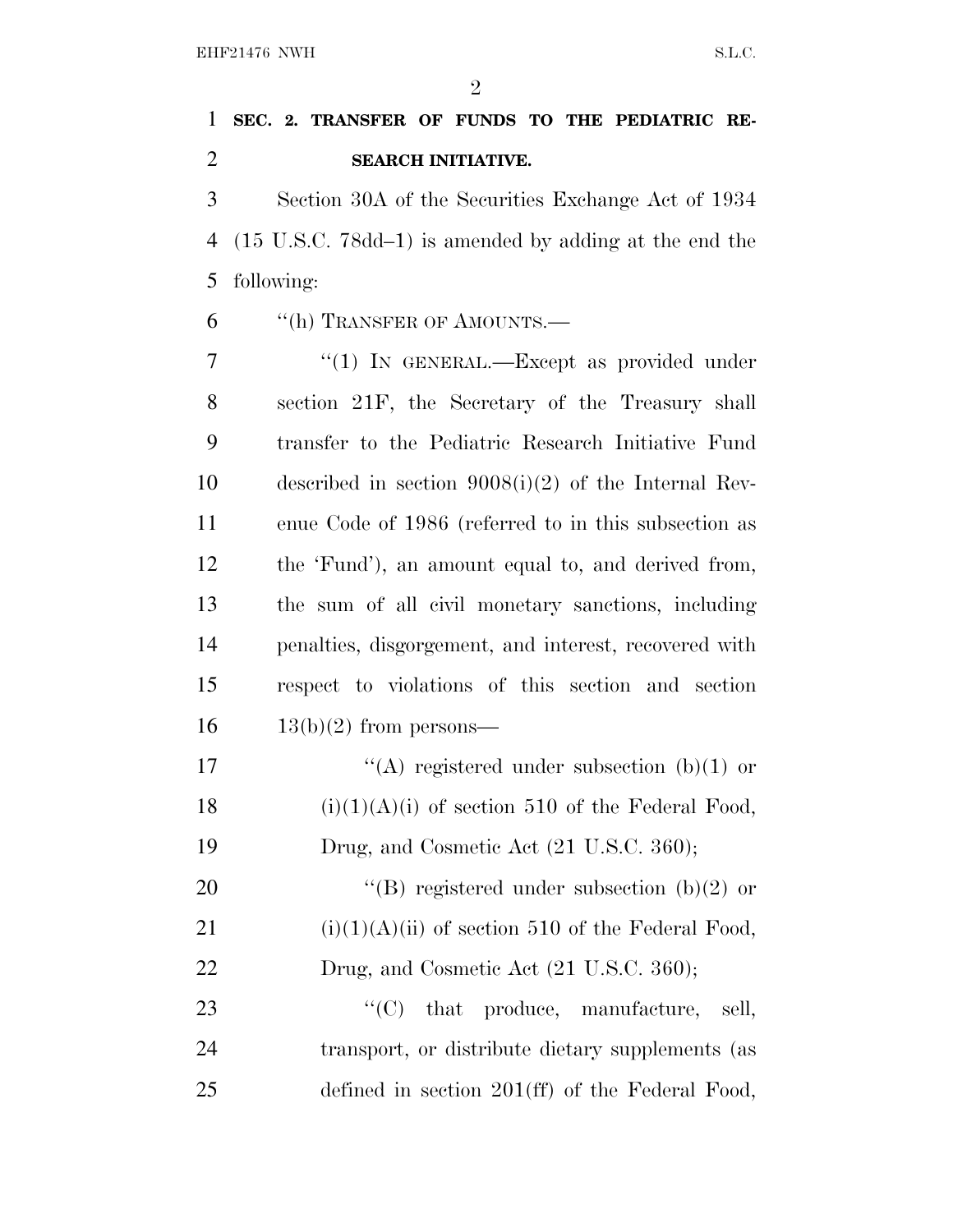**SEC. 2. TRANSFER OF FUNDS TO THE PEDIATRIC RESEARCH INITIATIVE.**

Section 30A of the Securities Exchange Act of 1934 (15 U.S.C. 78dd–1) is amended by adding at the end the following:

"(h) TRANSFER OF AMOUNTS.—

"(1) IN GENERAL.—Except as provided under section 21F, the Secretary of the Treasury shall transfer to the Pediatric Research Initiative Fund described in section 9008(i)(2) of the Internal Revenue Code of 1986 (referred to in this subsection as the 'Fund'), an amount equal to, and derived from, the sum of all civil monetary sanctions, including penalties, disgorgement, and interest, recovered with respect to violations of this section and section 13(b)(2) from persons—

"(A) registered under subsection (b)(1) or (i)(1)(A)(i) of section 510 of the Federal Food, Drug, and Cosmetic Act (21 U.S.C. 360);

"(B) registered under subsection (b)(2) or (i)(1)(A)(ii) of section 510 of the Federal Food, Drug, and Cosmetic Act (21 U.S.C. 360);

"(C) that produce, manufacture, sell, transport, or distribute dietary supplements (as defined in section 201(ff) of the Federal Food,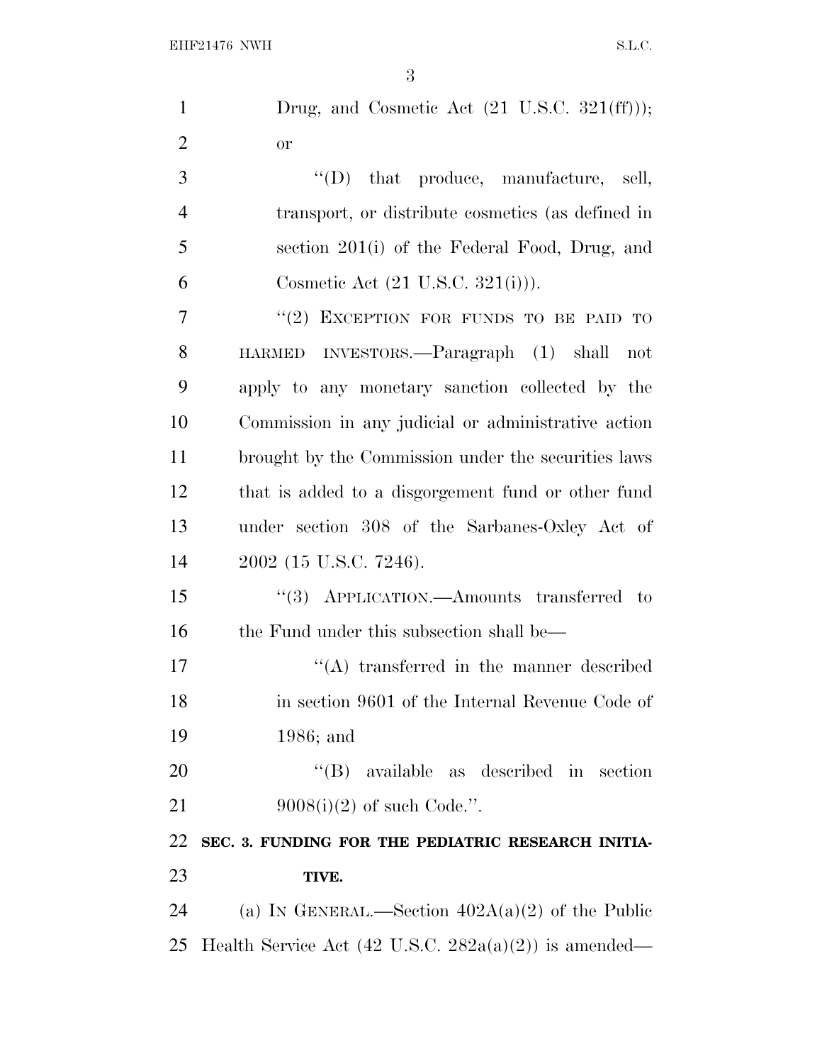Drug, and Cosmetic Act (21 U.S.C. 321(ff))); or

''(D) that produce, manufacture, sell, transport, or distribute cosmetics (as defined in section 201(i) of the Federal Food, Drug, and Cosmetic Act (21 U.S.C. 321(i))).

''(2) EXCEPTION FOR FUNDS TO BE PAID TO HARMED INVESTORS.—Paragraph (1) shall not apply to any monetary sanction collected by the Commission in any judicial or administrative action brought by the Commission under the securities laws that is added to a disgorgement fund or other fund under section 308 of the Sarbanes-Oxley Act of 2002 (15 U.S.C. 7246).

''(3) APPLICATION.—Amounts transferred to the Fund under this subsection shall be—

''(A) transferred in the manner described in section 9601 of the Internal Revenue Code of 1986; and

''(B) available as described in section 9008(i)(2) of such Code.''.

**SEC. 3. FUNDING FOR THE PEDIATRIC RESEARCH INITIATIVE.**

(a) IN GENERAL.—Section 402A(a)(2) of the Public Health Service Act (42 U.S.C. 282a(a)(2)) is amended—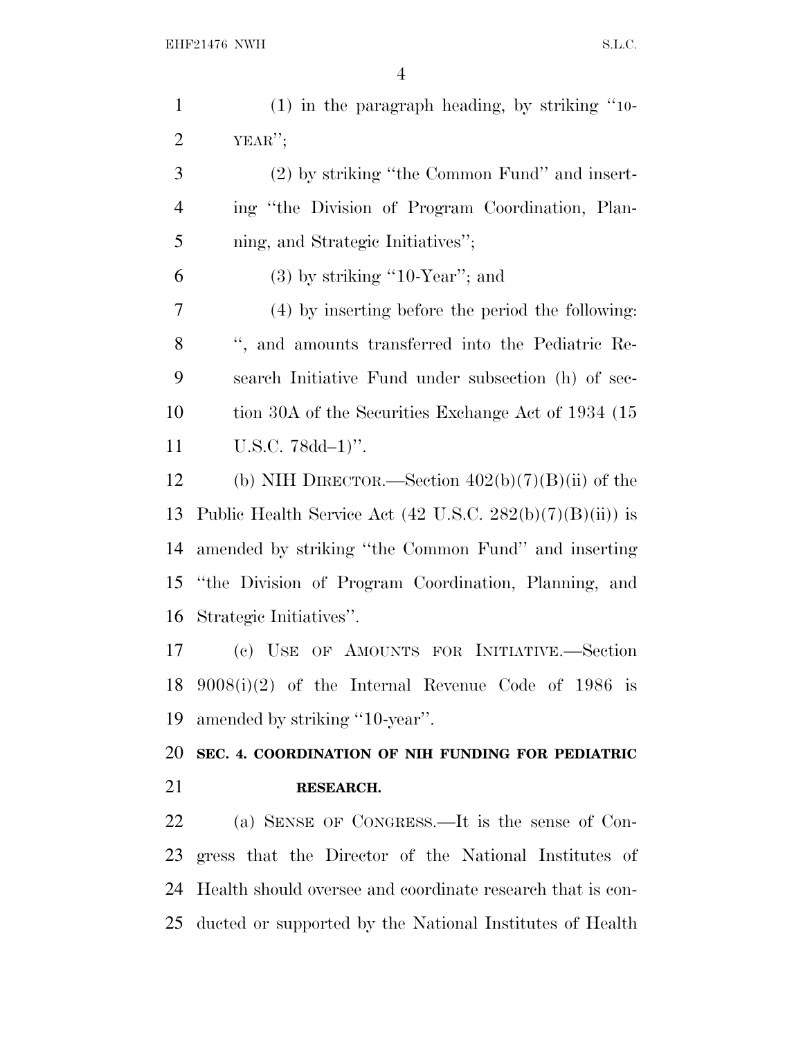(1) in the paragraph heading, by striking "10-YEAR";

(2) by striking "the Common Fund" and inserting "the Division of Program Coordination, Planning, and Strategic Initiatives";

(3) by striking "10-Year"; and

(4) by inserting before the period the following: ", and amounts transferred into the Pediatric Research Initiative Fund under subsection (h) of section 30A of the Securities Exchange Act of 1934 (15 U.S.C. 78dd–1)".

(b) NIH DIRECTOR.—Section 402(b)(7)(B)(ii) of the Public Health Service Act (42 U.S.C. 282(b)(7)(B)(ii)) is amended by striking "the Common Fund" and inserting "the Division of Program Coordination, Planning, and Strategic Initiatives".

(c) USE OF AMOUNTS FOR INITIATIVE.—Section 9008(i)(2) of the Internal Revenue Code of 1986 is amended by striking "10-year".

**SEC. 4. COORDINATION OF NIH FUNDING FOR PEDIATRIC RESEARCH.**

(a) SENSE OF CONGRESS.—It is the sense of Congress that the Director of the National Institutes of Health should oversee and coordinate research that is conducted or supported by the National Institutes of Health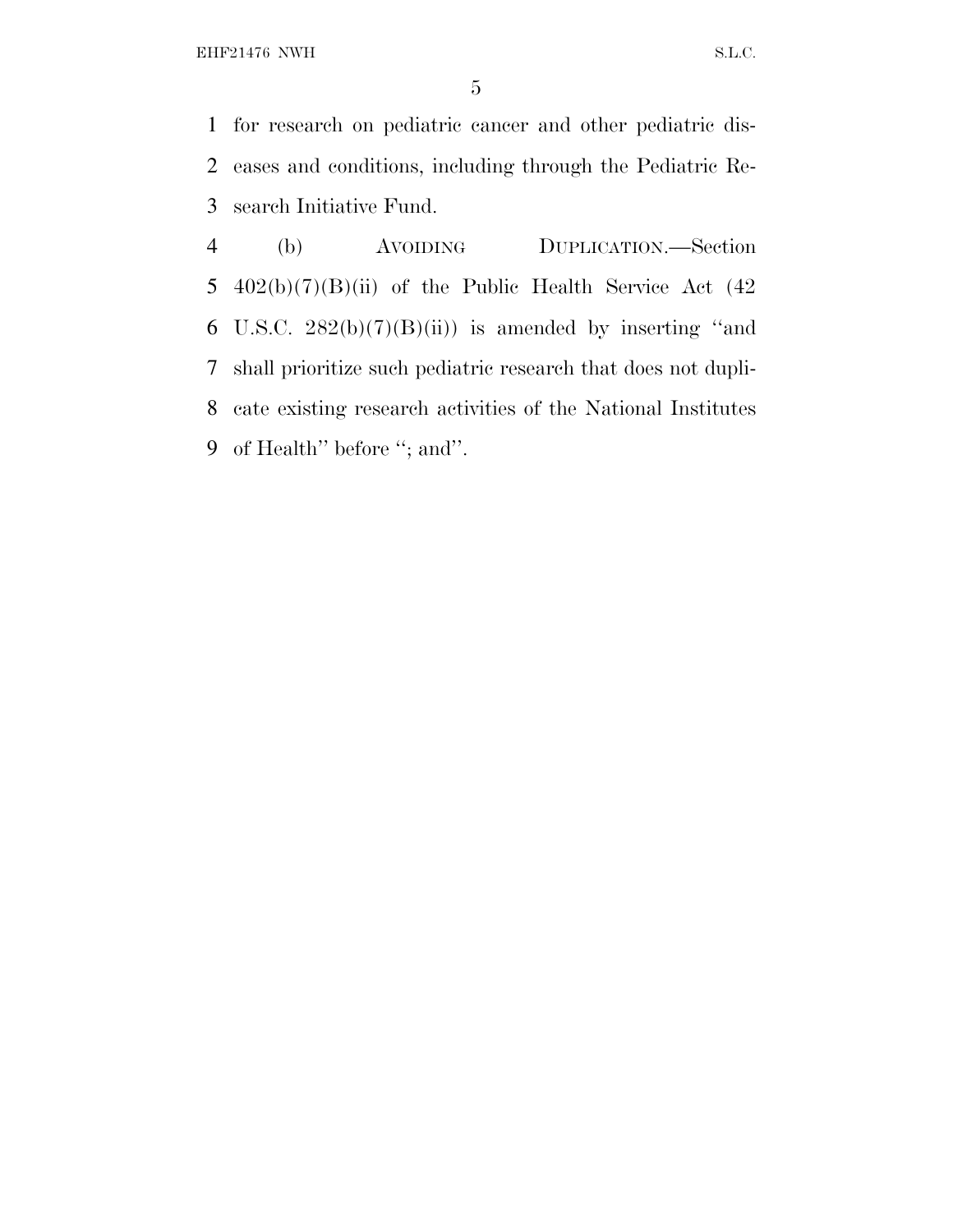for research on pediatric cancer and other pediatric diseases and conditions, including through the Pediatric Research Initiative Fund.

(b) AVOIDING DUPLICATION.—Section 402(b)(7)(B)(ii) of the Public Health Service Act (42 U.S.C. 282(b)(7)(B)(ii)) is amended by inserting "and shall prioritize such pediatric research that does not duplicate existing research activities of the National Institutes of Health" before "; and".